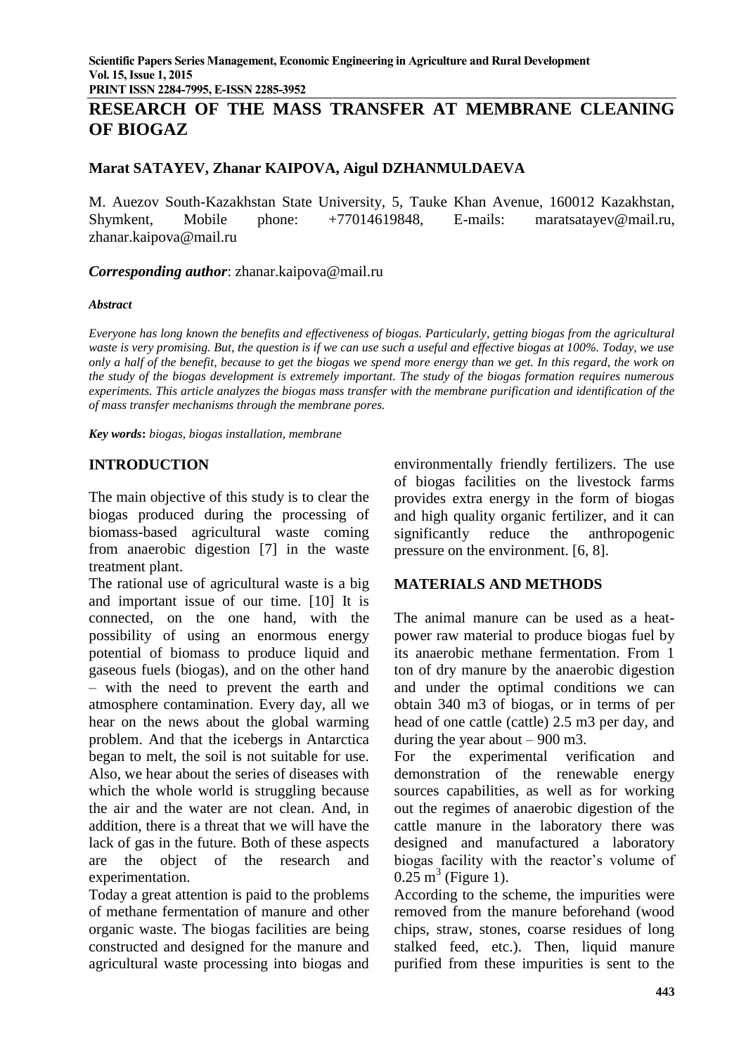# RESEARCH OF THE MASS TRANSFER AT MEMBRANE CLEANING OF BIOGAZ

**Marat SATAYEV, Zhanar KAIPOVA, Aigul DZHANMULDAEVA**

M. Auezov South-Kazakhstan State University, 5, Tauke Khan Avenue, 160012 Kazakhstan, Shymkent, Mobile phone: +77014619848, E-mails: maratsatayev@mail.ru, zhanar.kaipova@mail.ru

***Corresponding author***: zhanar.kaipova@mail.ru

***Abstract***

*Everyone has long known the benefits and effectiveness of biogas. Particularly, getting biogas from the agricultural waste is very promising. But, the question is if we can use such a useful and effective biogas at 100%. Today, we use only a half of the benefit, because to get the biogas we spend more energy than we get. In this regard, the work on the study of the biogas development is extremely important. The study of the biogas formation requires numerous experiments. This article analyzes the biogas mass transfer with the membrane purification and identification of the of mass transfer mechanisms through the membrane pores.*

***Key words*****:** *biogas, biogas installation, membrane*

## INTRODUCTION

The main objective of this study is to clear the biogas produced during the processing of biomass-based agricultural waste coming from anaerobic digestion [7] in the waste treatment plant.

The rational use of agricultural waste is a big and important issue of our time. [10] It is connected, on the one hand, with the possibility of using an enormous energy potential of biomass to produce liquid and gaseous fuels (biogas), and on the other hand – with the need to prevent the earth and atmosphere contamination. Every day, all we hear on the news about the global warming problem. And that the icebergs in Antarctica began to melt, the soil is not suitable for use. Also, we hear about the series of diseases with which the whole world is struggling because the air and the water are not clean. And, in addition, there is a threat that we will have the lack of gas in the future. Both of these aspects are the object of the research and experimentation.

Today a great attention is paid to the problems of methane fermentation of manure and other organic waste. The biogas facilities are being constructed and designed for the manure and agricultural waste processing into biogas and environmentally friendly fertilizers. The use of biogas facilities on the livestock farms provides extra energy in the form of biogas and high quality organic fertilizer, and it can significantly reduce the anthropogenic pressure on the environment. [6, 8].

## MATERIALS AND METHODS

The animal manure can be used as a heat-power raw material to produce biogas fuel by its anaerobic methane fermentation. From 1 ton of dry manure by the anaerobic digestion and under the optimal conditions we can obtain 340 m3 of biogas, or in terms of per head of one cattle (cattle) 2.5 m3 per day, and during the year about – 900 m3.

For the experimental verification and demonstration of the renewable energy sources capabilities, as well as for working out the regimes of anaerobic digestion of the cattle manure in the laboratory there was designed and manufactured a laboratory biogas facility with the reactor's volume of $0.25 \text{ m}^3$ (Figure 1).

According to the scheme, the impurities were removed from the manure beforehand (wood chips, straw, stones, coarse residues of long stalked feed, etc.). Then, liquid manure purified from these impurities is sent to the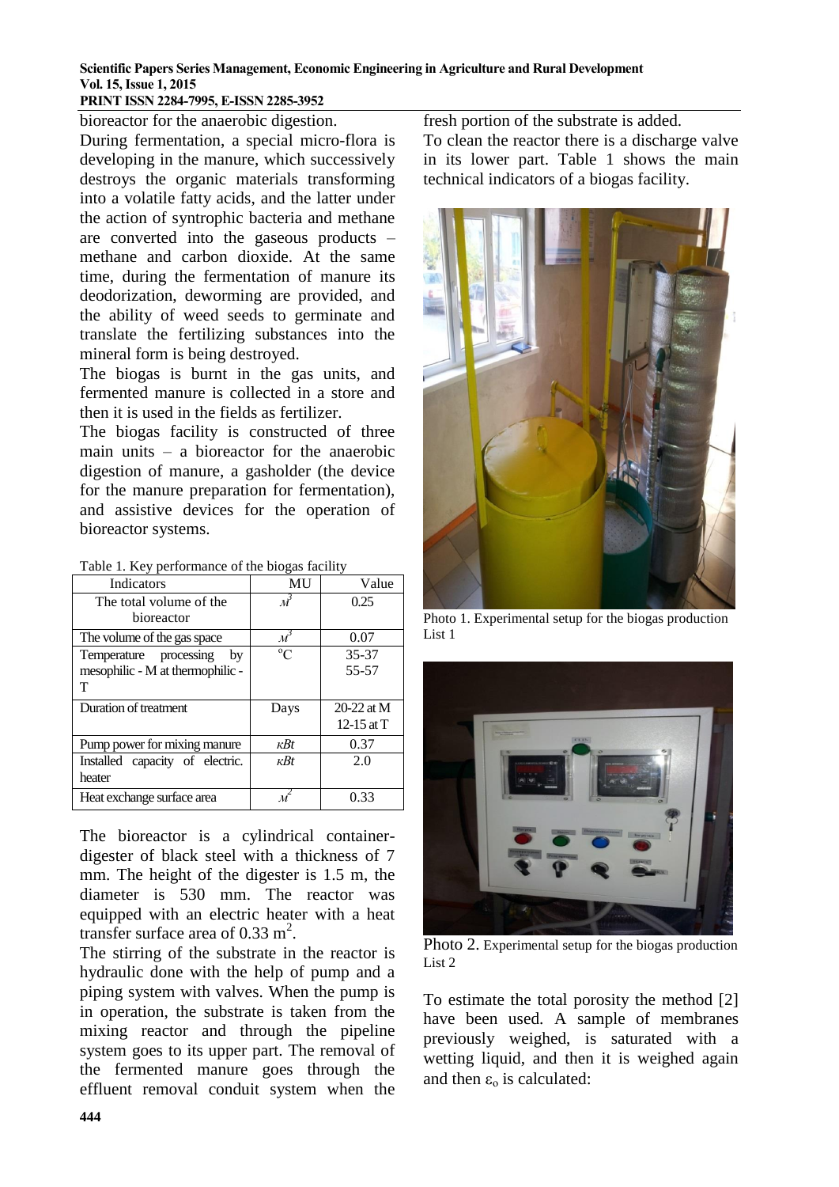bioreactor for the anaerobic digestion.

During fermentation, a special micro-flora is developing in the manure, which successively destroys the organic materials transforming into a volatile fatty acids, and the latter under the action of syntrophic bacteria and methane are converted into the gaseous products – methane and carbon dioxide. At the same time, during the fermentation of manure its deodorization, deworming are provided, and the ability of weed seeds to germinate and translate the fertilizing substances into the mineral form is being destroyed.

The biogas is burnt in the gas units, and fermented manure is collected in a store and then it is used in the fields as fertilizer.

The biogas facility is constructed of three main units – a bioreactor for the anaerobic digestion of manure, a gasholder (the device for the manure preparation for fermentation), and assistive devices for the operation of bioreactor systems.

Table 1. Key performance of the biogas facility

| Indicators | MU | Value |
|---|---|---|
| The total volume of the bioreactor | $м^3$ | 0.25 |
| The volume of the gas space | $м^3$ | 0.07 |
| Temperature processing by mesophilic - M at thermophilic - T | $^{o}C$ | 35-37<br>55-57 |
| Duration of treatment | Days | 20-22 at M<br>12-15 at T |
| Pump power for mixing manure | кВt | 0.37 |
| Installed capacity of electric. heater | кВt | 2.0 |
| Heat exchange surface area | $м^2$ | 0.33 |

The bioreactor is a cylindrical container-digester of black steel with a thickness of 7 mm. The height of the digester is 1.5 m, the diameter is 530 mm. The reactor was equipped with an electric heater with a heat transfer surface area of 0.33 $m^2$.

The stirring of the substrate in the reactor is hydraulic done with the help of pump and a piping system with valves. When the pump is in operation, the substrate is taken from the mixing reactor and through the pipeline system goes to its upper part. The removal of the fermented manure goes through the effluent removal conduit system when the fresh portion of the substrate is added.

To clean the reactor there is a discharge valve in its lower part. Table 1 shows the main technical indicators of a biogas facility.

Photo 1. Experimental setup for the biogas production List 1

Photo 2. Experimental setup for the biogas production List 2

To estimate the total porosity the method [2] have been used. A sample of membranes previously weighed, is saturated with a wetting liquid, and then it is weighed again and then $\varepsilon_o$ is calculated: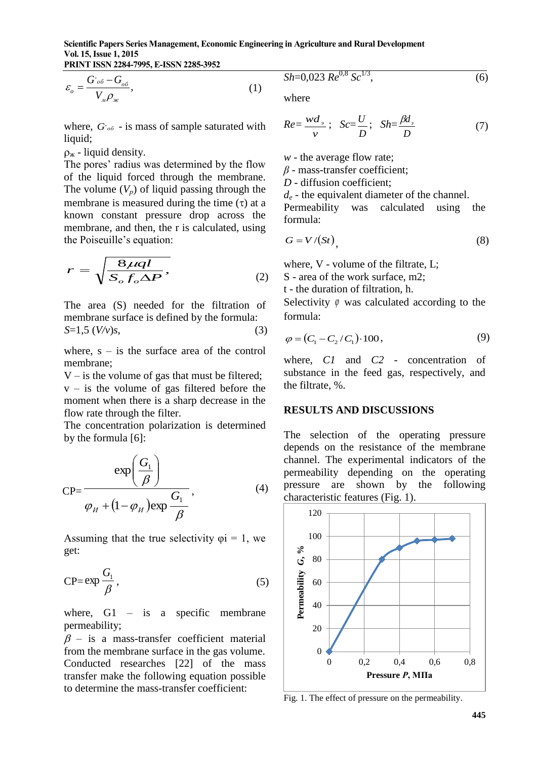$$\varepsilon_o = \frac{G'_{об} - G_{об}}{V_м \rho_ж}, \quad (1)$$

where, $G'_{об}$ - is mass of sample saturated with liquid;

$\rho_ж$ - liquid density.

The pores' radius was determined by the flow of the liquid forced through the membrane. The volume ($V_p$) of liquid passing through the membrane is measured during the time ($\tau$) at a known constant pressure drop across the membrane, and then, the r is calculated, using the Poiseuille's equation:

$$r = \sqrt{\frac{8\mu q l}{S_o f_o \Delta P}}, \quad (2)$$

The area (S) needed for the filtration of membrane surface is defined by the formula:

$S$=1,5 ($V$/$v$)$s$, (3)

where, s – is the surface area of the control membrane;

V – is the volume of gas that must be filtered;

v – is the volume of gas filtered before the moment when there is a sharp decrease in the flow rate through the filter.

The concentration polarization is determined by the formula [6]:

$$\text{CP}=\frac{\exp\left(\frac{G_1}{\beta}\right)}{\varphi_И + (1-\varphi_И)\exp\frac{G_1}{\beta}}, \quad (4)$$

Assuming that the true selectivity φi = 1, we get:

$$\text{CP}=\exp\frac{G_1}{\beta}, \quad (5)$$

where, G1 – is a specific membrane permeability;

$\beta$ – is a mass-transfer coefficient material from the membrane surface in the gas volume. Conducted researches [22] of the mass transfer make the following equation possible to determine the mass-transfer coefficient:

$$Sh=0{,}023\, Re^{0{,}8}\, Sc^{1/3}, \quad (6)$$

where

$$Re=\frac{wd_э}{\nu}; \quad Sc=\frac{U}{D}; \quad Sh=\frac{\beta d_э}{D} \quad (7)$$

$w$ - the average flow rate;

$\beta$ - mass-transfer coefficient;

$D$ - diffusion coefficient;

$d_e$ - the equivalent diameter of the channel.

Permeability was calculated using the formula:

$$G = V/(St) \quad (8)$$

where, V - volume of the filtrate, L;

S - area of the work surface, m2;

t - the duration of filtration, h.

Selectivity $\varphi$ was calculated according to the formula:

$$\varphi = (C_1 - C_2 / C_1) \cdot 100, \quad (9)$$

where, *C1* and *C2* - concentration of substance in the feed gas, respectively, and the filtrate, %.

## RESULTS AND DISCUSSIONS

The selection of the operating pressure depends on the resistance of the membrane channel. The experimental indicators of the permeability depending on the operating pressure are shown by the following characteristic features (Fig. 1).

Fig. 1. The effect of pressure on the permeability.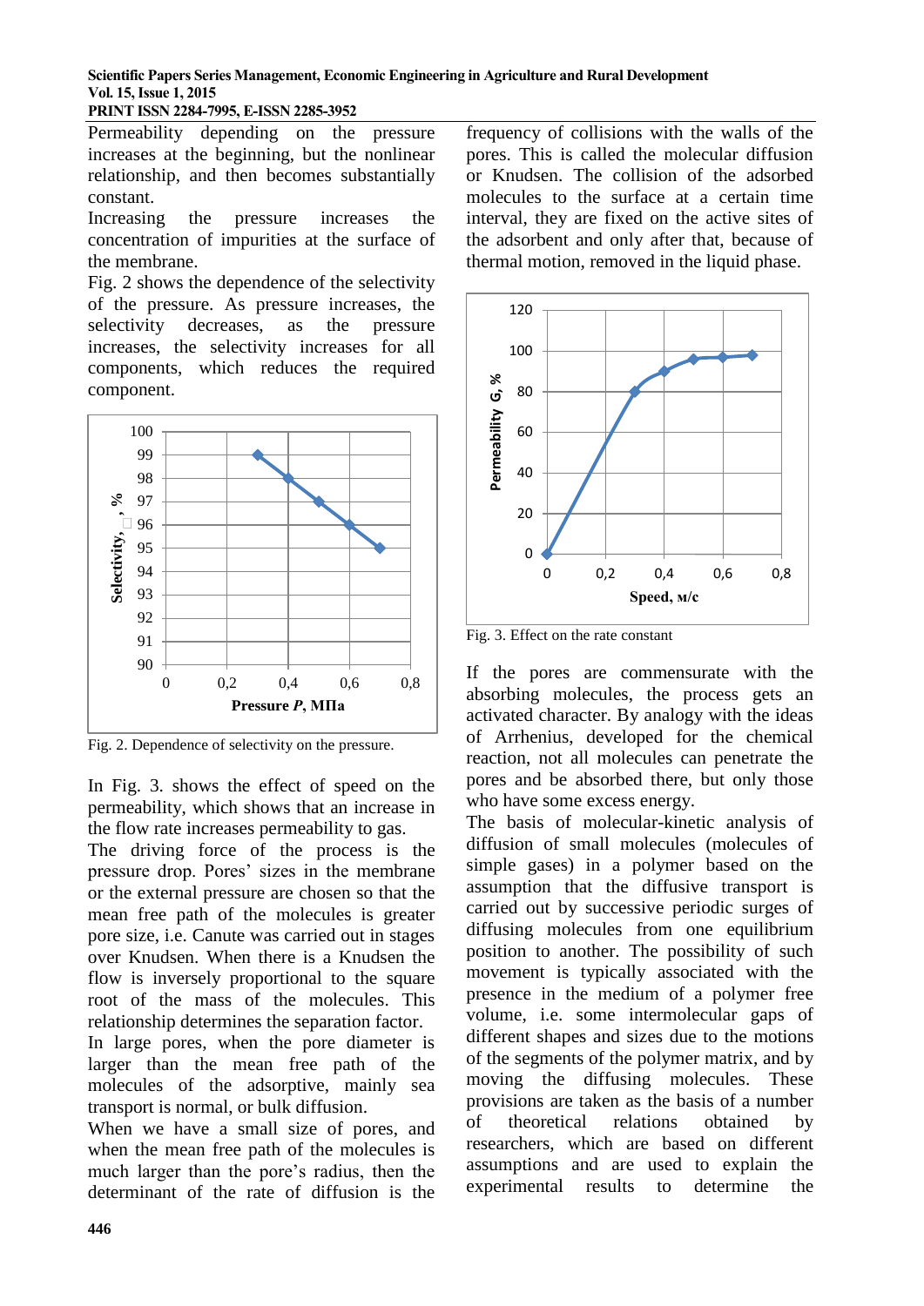Permeability depending on the pressure increases at the beginning, but the nonlinear relationship, and then becomes substantially constant.

Increasing the pressure increases the concentration of impurities at the surface of the membrane.

Fig. 2 shows the dependence of the selectivity of the pressure. As pressure increases, the selectivity decreases, as the pressure increases, the selectivity increases for all components, which reduces the required component.

Fig. 2. Dependence of selectivity on the pressure.

In Fig. 3. shows the effect of speed on the permeability, which shows that an increase in the flow rate increases permeability to gas.

The driving force of the process is the pressure drop. Pores' sizes in the membrane or the external pressure are chosen so that the mean free path of the molecules is greater pore size, i.e. Canute was carried out in stages over Knudsen. When there is a Knudsen the flow is inversely proportional to the square root of the mass of the molecules. This relationship determines the separation factor.

In large pores, when the pore diameter is larger than the mean free path of the molecules of the adsorptive, mainly sea transport is normal, or bulk diffusion.

When we have a small size of pores, and when the mean free path of the molecules is much larger than the pore's radius, then the determinant of the rate of diffusion is the frequency of collisions with the walls of the pores. This is called the molecular diffusion or Knudsen. The collision of the adsorbed molecules to the surface at a certain time interval, they are fixed on the active sites of the adsorbent and only after that, because of thermal motion, removed in the liquid phase.

Fig. 3. Effect on the rate constant

If the pores are commensurate with the absorbing molecules, the process gets an activated character. By analogy with the ideas of Arrhenius, developed for the chemical reaction, not all molecules can penetrate the pores and be absorbed there, but only those who have some excess energy.

The basis of molecular-kinetic analysis of diffusion of small molecules (molecules of simple gases) in a polymer based on the assumption that the diffusive transport is carried out by successive periodic surges of diffusing molecules from one equilibrium position to another. The possibility of such movement is typically associated with the presence in the medium of a polymer free volume, i.e. some intermolecular gaps of different shapes and sizes due to the motions of the segments of the polymer matrix, and by moving the diffusing molecules. These provisions are taken as the basis of a number of theoretical relations obtained by researchers, which are based on different assumptions and are used to explain the experimental results to determine the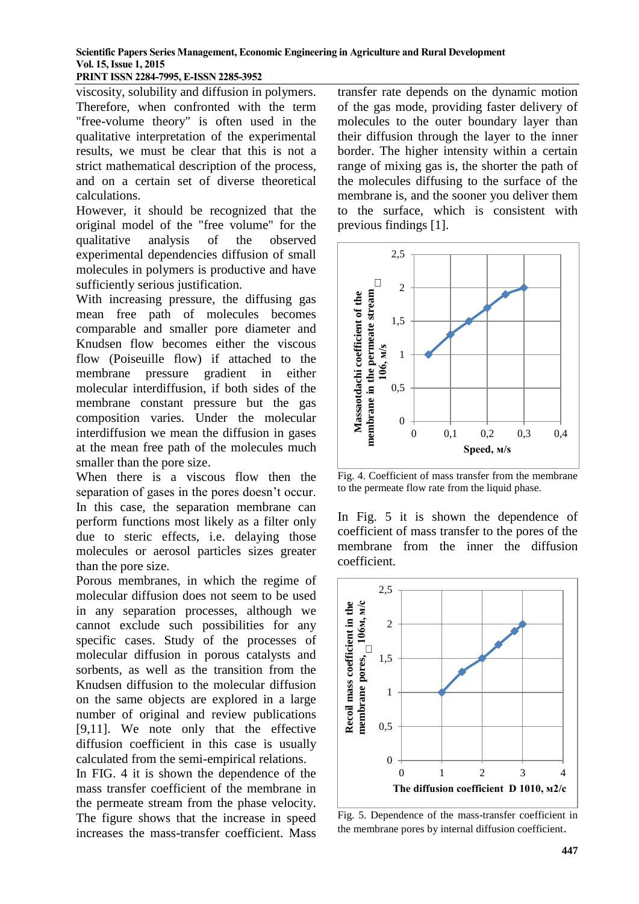viscosity, solubility and diffusion in polymers. Therefore, when confronted with the term "free-volume theory" is often used in the qualitative interpretation of the experimental results, we must be clear that this is not a strict mathematical description of the process, and on a certain set of diverse theoretical calculations.

However, it should be recognized that the original model of the "free volume" for the qualitative analysis of the observed experimental dependencies diffusion of small molecules in polymers is productive and have sufficiently serious justification.

With increasing pressure, the diffusing gas mean free path of molecules becomes comparable and smaller pore diameter and Knudsen flow becomes either the viscous flow (Poiseuille flow) if attached to the membrane pressure gradient in either molecular interdiffusion, if both sides of the membrane constant pressure but the gas composition varies. Under the molecular interdiffusion we mean the diffusion in gases at the mean free path of the molecules much smaller than the pore size.

When there is a viscous flow then the separation of gases in the pores doesn't occur. In this case, the separation membrane can perform functions most likely as a filter only due to steric effects, i.e. delaying those molecules or aerosol particles sizes greater than the pore size.

Porous membranes, in which the regime of molecular diffusion does not seem to be used in any separation processes, although we cannot exclude such possibilities for any specific cases. Study of the processes of molecular diffusion in porous catalysts and sorbents, as well as the transition from the Knudsen diffusion to the molecular diffusion on the same objects are explored in a large number of original and review publications [9,11]. We note only that the effective diffusion coefficient in this case is usually calculated from the semi-empirical relations.

In FIG. 4 it is shown the dependence of the mass transfer coefficient of the membrane in the permeate stream from the phase velocity. The figure shows that the increase in speed increases the mass-transfer coefficient. Mass transfer rate depends on the dynamic motion of the gas mode, providing faster delivery of molecules to the outer boundary layer than their diffusion through the layer to the inner border. The higher intensity within a certain range of mixing gas is, the shorter the path of the molecules diffusing to the surface of the membrane is, and the sooner you deliver them to the surface, which is consistent with previous findings [1].

Fig. 4. Coefficient of mass transfer from the membrane to the permeate flow rate from the liquid phase.

In Fig. 5 it is shown the dependence of coefficient of mass transfer to the pores of the membrane from the inner the diffusion coefficient.

Fig. 5. Dependence of the mass-transfer coefficient in the membrane pores by internal diffusion coefficient.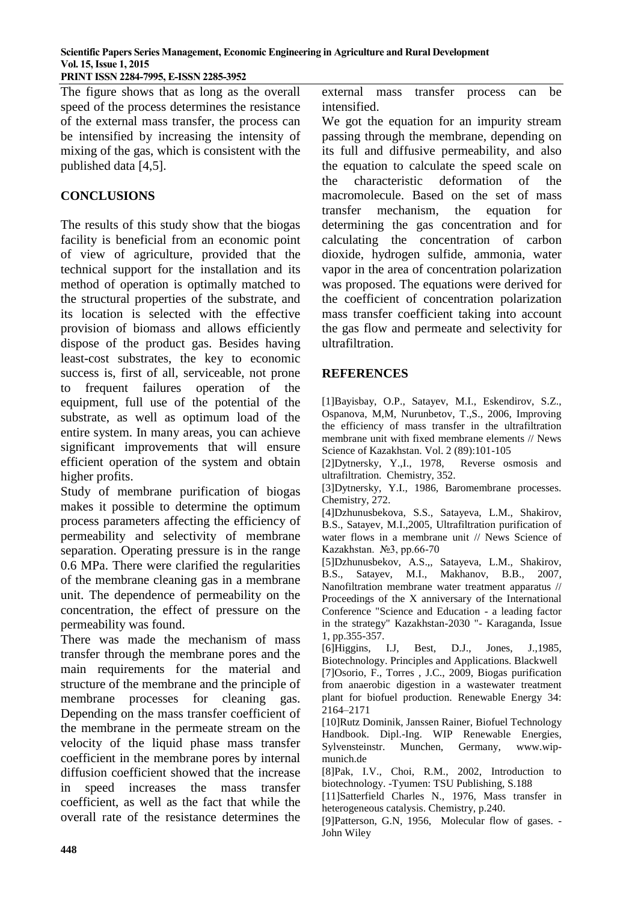The figure shows that as long as the overall speed of the process determines the resistance of the external mass transfer, the process can be intensified by increasing the intensity of mixing of the gas, which is consistent with the published data [4,5].

## CONCLUSIONS

The results of this study show that the biogas facility is beneficial from an economic point of view of agriculture, provided that the technical support for the installation and its method of operation is optimally matched to the structural properties of the substrate, and its location is selected with the effective provision of biomass and allows efficiently dispose of the product gas. Besides having least-cost substrates, the key to economic success is, first of all, serviceable, not prone to frequent failures operation of the equipment, full use of the potential of the substrate, as well as optimum load of the entire system. In many areas, you can achieve significant improvements that will ensure efficient operation of the system and obtain higher profits.

Study of membrane purification of biogas makes it possible to determine the optimum process parameters affecting the efficiency of permeability and selectivity of membrane separation. Operating pressure is in the range 0.6 MPa. There were clarified the regularities of the membrane cleaning gas in a membrane unit. The dependence of permeability on the concentration, the effect of pressure on the permeability was found.

There was made the mechanism of mass transfer through the membrane pores and the main requirements for the material and structure of the membrane and the principle of membrane processes for cleaning gas. Depending on the mass transfer coefficient of the membrane in the permeate stream on the velocity of the liquid phase mass transfer coefficient in the membrane pores by internal diffusion coefficient showed that the increase in speed increases the mass transfer coefficient, as well as the fact that while the overall rate of the resistance determines the external mass transfer process can be intensified.

We got the equation for an impurity stream passing through the membrane, depending on its full and diffusive permeability, and also the equation to calculate the speed scale on the characteristic deformation of the macromolecule. Based on the set of mass transfer mechanism, the equation for determining the gas concentration and for calculating the concentration of carbon dioxide, hydrogen sulfide, ammonia, water vapor in the area of concentration polarization was proposed. The equations were derived for the coefficient of concentration polarization mass transfer coefficient taking into account the gas flow and permeate and selectivity for ultrafiltration.

## REFERENCES

[1]Bayisbay, O.P., Satayev, M.I., Eskendirov, S.Z., Ospanova, M,M, Nurunbetov, T.,S., 2006, Improving the efficiency of mass transfer in the ultrafiltration membrane unit with fixed membrane elements // News Science of Kazakhstan. Vol. 2 (89):101-105

[2]Dytnersky, Y.,I., 1978, Reverse osmosis and ultrafiltration. Chemistry, 352.

[3]Dytnersky, Y.I., 1986, Baromembrane processes. Chemistry, 272.

[4]Dzhunusbekova, S.S., Satayeva, L.M., Shakirov, B.S., Satayev, M.I.,2005, Ultrafiltration purification of water flows in a membrane unit // News Science of Kazakhstan. №3, pp.66-70

[5]Dzhunusbekov, A.S.,, Satayeva, L.M., Shakirov, B.S., Satayev, M.I., Makhanov, B.B., 2007, Nanofiltration membrane water treatment apparatus // Proceedings of the X anniversary of the International Conference "Science and Education - a leading factor in the strategy" Kazakhstan-2030 "- Karaganda, Issue 1, pp.355-357.

[6]Higgins, I.J, Best, D.J., Jones, J.,1985, Biotechnology. Principles and Applications. Blackwell

[7]Osorio, F., Torres , J.C., 2009, Biogas purification from anaerobic digestion in a wastewater treatment plant for biofuel production. Renewable Energy 34: 2164–2171

[10]Rutz Dominik, Janssen Rainer, Biofuel Technology Handbook. Dipl.-Ing. WIP Renewable Energies, Sylvensteinstr. Munchen, Germany, www.wip-munich.de

[8]Pak, I.V., Choi, R.M., 2002, Introduction to biotechnology. -Tyumen: TSU Publishing, S.188

[11]Satterfield Charles N., 1976, Mass transfer in heterogeneous catalysis. Chemistry, p.240.

[9]Patterson, G.N, 1956, Molecular flow of gases. -John Wiley